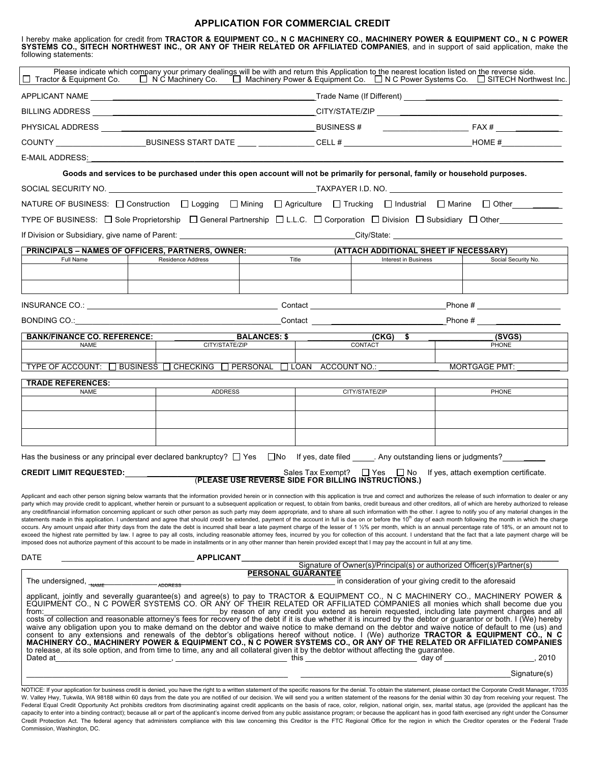# APPLICATION FOR COMMERCIAL CREDIT

I hereby make application for credit from **TRACTOR & EQUIPMENT CO., N C MACHINERY CO., MACHINERY POWER & EQUIPMENT CO., N C POWER SYSTEMS CO., SITECH NORTHWEST INC., OR ANY OF THEIR RELATED OR AFFILIATED COMPANIES**, and in support of said application, make the following statements:

Please indicate which company your primary dealings will be with and return this Application to the nearest location listed on the reverse side.
☐ Tractor & Equipment Co. ☐ N C Machinery Co. ☐ Machinery Power & Equipment Co. ☐ N C Power Systems Co. ☐ SITECH Northwest Inc.

APPLICANT NAME ______________________ Trade Name (If Different) ______________________

BILLING ADDRESS ______________________ CITY/STATE/ZIP ______________________

PHYSICAL ADDRESS ______________________ BUSINESS # ______________ FAX # ______________

COUNTY ______________ BUSINESS START DATE ______________ CELL # ______________ HOME # ______________

E-MAIL ADDRESS: ______________________

**Goods and services to be purchased under this open account will not be primarily for personal, family or household purposes.**

SOCIAL SECURITY NO. ______________________ TAXPAYER I.D. NO. ______________________

NATURE OF BUSINESS: ☐ Construction ☐ Logging ☐ Mining ☐ Agriculture ☐ Trucking ☐ Industrial ☐ Marine ☐ Other ________

TYPE OF BUSINESS: ☐ Sole Proprietorship ☐ General Partnership ☐ L.L.C. ☐ Corporation ☐ Division ☐ Subsidiary ☐ Other ________

If Division or Subsidiary, give name of Parent: ______________________ City/State: ______________________

**PRINCIPALS – NAMES OF OFFICERS, PARTNERS, OWNER:** **(ATTACH ADDITIONAL SHEET IF NECESSARY)**

| Full Name | Residence Address | Title | Interest in Business | Social Security No. |
|---|---|---|---|---|
| | | | | |
| | | | | |

INSURANCE CO.: ______________________ Contact ______________________ Phone # ______________

BONDING CO.: ______________________ Contact ______________________ Phone # ______________

**BANK/FINANCE CO. REFERENCE:** ______________ **BALANCES: $** ______________ **(CKG) $** ______________ **(SVGS)**

| NAME | CITY/STATE/ZIP | CONTACT | PHONE |
|---|---|---|---|
| | | | |

TYPE OF ACCOUNT: ☐ BUSINESS ☐ CHECKING ☐ PERSONAL ☐ LOAN ACCOUNT NO.: ______________ MORTGAGE PMT: ______________

**TRADE REFERENCES:**

| NAME | ADDRESS | CITY/STATE/ZIP | PHONE |
|---|---|---|---|
| | | | |
| | | | |
| | | | |

Has the business or any principal ever declared bankruptcy? ☐ Yes ☐ No If yes, date filed _____. Any outstanding liens or judgments? ________

**CREDIT LIMIT REQUESTED:** ______________________ Sales Tax Exempt? ☐ Yes ☐ No If yes, attach exemption certificate.
(**PLEASE USE REVERSE SIDE FOR BILLING INSTRUCTIONS.)**

Applicant and each other person signing below warrants that the information provided herein or in connection with this application is true and correct and authorizes the release of such information to dealer or any party which may provide credit to applicant, whether herein or pursuant to a subsequent application or request, to obtain from banks, credit bureaus and other creditors, all of which are hereby authorized to release any credit/financial information concerning applicant or such other person as such party may deem appropriate, and to share all such information with the other. I agree to notify you of any material changes in the statements made in this application. I understand and agree that should credit be extended, payment of the account in full is due on or before the 10th day of each month following the month in which the charge occurs. Any amount unpaid after thirty days from the date the debt is incurred shall bear a late payment charge of the lesser of 1 ½% per month, which is an annual percentage rate of 18%, or an amount not to exceed the highest rate permitted by law. I agree to pay all costs, including reasonable attorney fees, incurred by you for collection of this account. I understand that the fact that a late payment charge will be imposed does not authorize payment of this account to be made in installments or in any other manner than herein provided except that I may pay the account in full at any time.

DATE ______________________ **APPLICANT** ______________________________________
Signature of Owner(s)/Principal(s) or authorized Officer(s)/Partner(s)

**PERSONAL GUARANTEE**

The undersigned, ______________ (NAME) ______________ (ADDRESS) ______________ in consideration of your giving credit to the aforesaid applicant, jointly and severally guarantee(s) and agree(s) to pay to TRACTOR & EQUIPMENT CO., N C MACHINERY CO., MACHINERY POWER & EQUIPMENT CO., N C POWER SYSTEMS CO. OR ANY OF THEIR RELATED OR AFFILIATED COMPANIES all monies which shall become due you from: ______________________ by reason of any credit you extend as herein requested, including late payment charges and all costs of collection and reasonable attorney's fees for recovery of the debt if it is due whether it is incurred by the debtor or guarantor or both. I (We) hereby waive any obligation upon you to make demand on the debtor and waive notice to make demand on the debtor and waive notice of default to me (us) and consent to any extensions and renewals of the debtor's obligations hereof without notice. I (We) authorize **TRACTOR & EQUIPMENT CO., N C MACHINERY CO., MACHINERY POWER & EQUIPMENT CO., N C POWER SYSTEMS CO., OR ANY OF THE RELATED OR AFFILIATED COMPANIES** to release, at its sole option, and from time to time, any and all collateral given it by the debtor without affecting the guarantee.

Dated at ______________________, ______________________ this ______________________ day of ______________________, 2010

______________________________________ ______________________________________ Signature(s)

NOTICE: If your application for business credit is denied, you have the right to a written statement of the specific reasons for the denial. To obtain the statement, please contact the Corporate Credit Manager, 17035 W. Valley Hwy, Tukwila, WA 98188 within 60 days from the date you are notified of our decision. We will send you a written statement of the reasons for the denial within 30 day from receiving your request. The Federal Equal Credit Opportunity Act prohibits creditors from discriminating against credit applicants on the basis of race, color, religion, national origin, sex, marital status, age (provided the applicant has the capacity to enter into a binding contract); because all or part of the applicant's income derived from any public assistance program; or because the applicant has in good faith exercised any right under the Consumer Credit Protection Act. The federal agency that administers compliance with this law concerning this Creditor is the FTC Regional Office for the region in which the Creditor operates or the Federal Trade Commission, Washington, DC.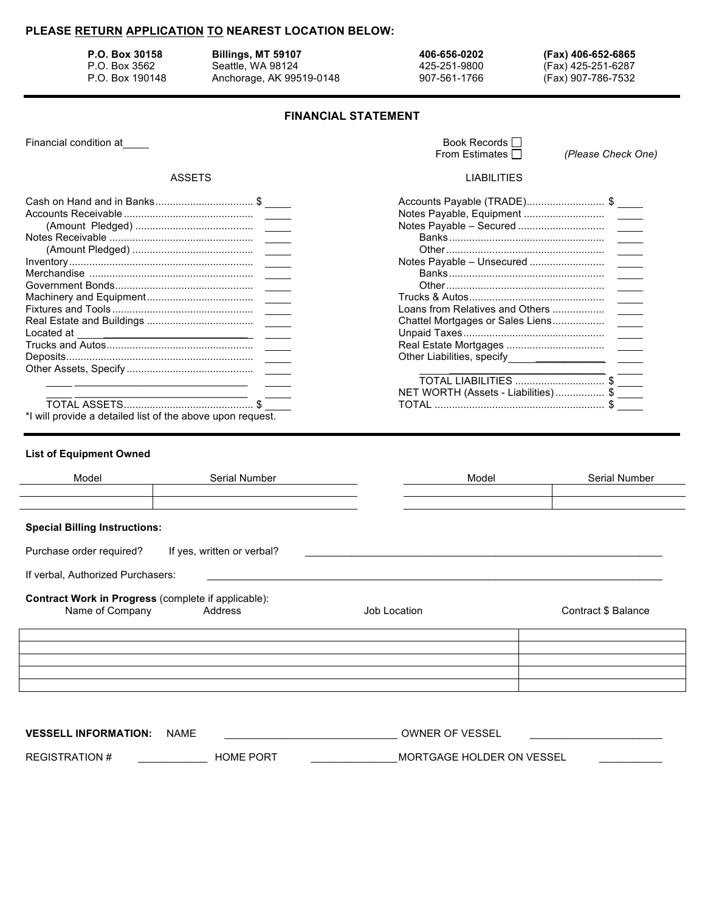**PLEASE RETURN APPLICATION TO NEAREST LOCATION BELOW:**

| | | | |
|---|---|---|---|
| **P.O. Box 30158** | **Billings, MT 59107** | **406-656-0202** | **(Fax) 406-652-6865** |
| P.O. Box 3562 | Seattle, WA 98124 | 425-251-9800 | (Fax) 425-251-6287 |
| P.O. Box 190148 | Anchorage, AK 99519-0148 | 907-561-1766 | (Fax) 907-786-7532 |

---

## FINANCIAL STATEMENT

Financial condition at \_\_\_\_

Book Records ☐
From Estimates ☐ *(Please Check One)*

| ASSETS | | LIABILITIES | |
|---|---|---|---|
| Cash on Hand and in Banks | $ \_\_\_\_ | Accounts Payable (TRADE) | $ \_\_\_\_ |
| Accounts Receivable | \_\_\_\_ | Notes Payable, Equipment | \_\_\_\_ |
| (Amount Pledged) | \_\_\_\_ | Notes Payable – Secured | \_\_\_\_ |
| Notes Receivable | \_\_\_\_ | Banks | \_\_\_\_ |
| (Amount Pledged) | \_\_\_\_ | Other | \_\_\_\_ |
| Inventory | \_\_\_\_ | Notes Payable – Unsecured | \_\_\_\_ |
| Merchandise | \_\_\_\_ | Banks | \_\_\_\_ |
| Government Bonds | \_\_\_\_ | Other | \_\_\_\_ |
| Machinery and Equipment | \_\_\_\_ | Trucks & Autos | \_\_\_\_ |
| Fixtures and Tools | \_\_\_\_ | Loans from Relatives and Others | \_\_\_\_ |
| Real Estate and Buildings | \_\_\_\_ | Chattel Mortgages or Sales Liens | \_\_\_\_ |
| Located at \_\_\_\_\_\_\_\_\_\_\_\_\_\_\_\_ | \_\_\_\_ | Unpaid Taxes | \_\_\_\_ |
| Trucks and Autos | \_\_\_\_ | Real Estate Mortgages | \_\_\_\_ |
| Deposits | \_\_\_\_ | Other Liabilities, specify \_\_\_\_\_\_\_\_\_\_ | \_\_\_\_ |
| Other Assets, Specify | \_\_\_\_ | \_\_\_\_\_\_\_\_\_\_\_\_\_\_\_\_ | \_\_\_\_ |
| \_\_\_\_\_\_\_\_\_\_\_\_\_\_\_\_ | \_\_\_\_ | TOTAL LIABILITIES | $ \_\_\_\_ |
| \_\_\_\_\_\_\_\_\_\_\_\_\_\_\_\_ | \_\_\_\_ | NET WORTH (Assets - Liabilities) | $ \_\_\_\_ |
| TOTAL ASSETS | $ \_\_\_\_ | TOTAL | $ \_\_\_\_ |

*I will provide a detailed list of the above upon request.

---

**List of Equipment Owned**

| Model | Serial Number | Model | Serial Number |
|---|---|---|---|
| | | | |
| | | | |

**Special Billing Instructions:**

Purchase order required? If yes, written or verbal? \_\_\_\_\_\_\_\_\_\_\_\_\_\_\_\_\_\_\_\_\_\_\_\_\_\_\_\_\_\_\_\_\_\_\_\_\_\_\_\_

If verbal, Authorized Purchasers: \_\_\_\_\_\_\_\_\_\_\_\_\_\_\_\_\_\_\_\_\_\_\_\_\_\_\_\_\_\_\_\_\_\_\_\_\_\_\_\_

**Contract Work in Progress** (complete if applicable):

| Name of Company | Address | Job Location | Contract $ Balance |
|---|---|---|---|
| | | | |
| | | | |
| | | | |
| | | | |
| | | | |

**VESSELL INFORMATION:** NAME \_\_\_\_\_\_\_\_\_\_\_\_\_\_\_\_\_\_\_\_\_\_\_\_ OWNER OF VESSEL \_\_\_\_\_\_\_\_\_\_\_\_\_\_\_\_\_\_

REGISTRATION # \_\_\_\_\_\_\_\_\_\_ HOME PORT \_\_\_\_\_\_\_\_\_\_\_\_ MORTGAGE HOLDER ON VESSEL \_\_\_\_\_\_\_\_\_\_